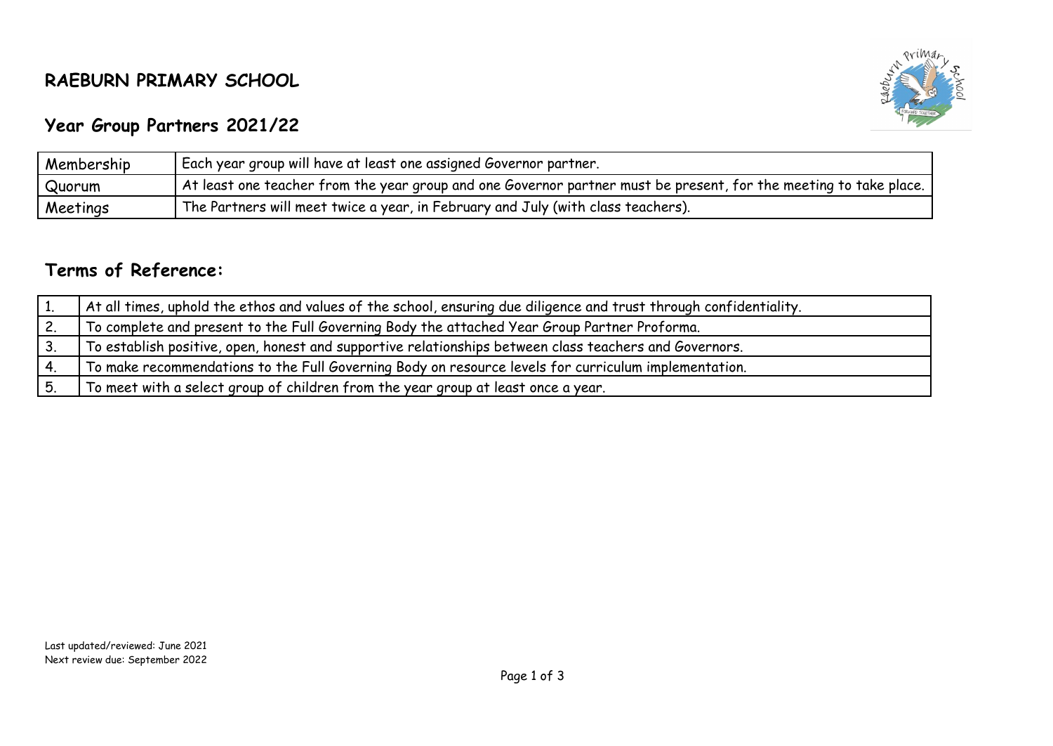# RAEBURN PRIMARY SCHOOL

## Year Group Partners 2021/22

| | |
|---|---|
| Membership | Each year group will have at least one assigned Governor partner. |
| Quorum | At least one teacher from the year group and one Governor partner must be present, for the meeting to take place. |
| Meetings | The Partners will meet twice a year, in February and July (with class teachers). |

## Terms of Reference:

| | |
|---|---|
| 1. | At all times, uphold the ethos and values of the school, ensuring due diligence and trust through confidentiality. |
| 2. | To complete and present to the Full Governing Body the attached Year Group Partner Proforma. |
| 3. | To establish positive, open, honest and supportive relationships between class teachers and Governors. |
| 4. | To make recommendations to the Full Governing Body on resource levels for curriculum implementation. |
| 5. | To meet with a select group of children from the year group at least once a year. |

Last updated/reviewed: June 2021
Next review due: September 2022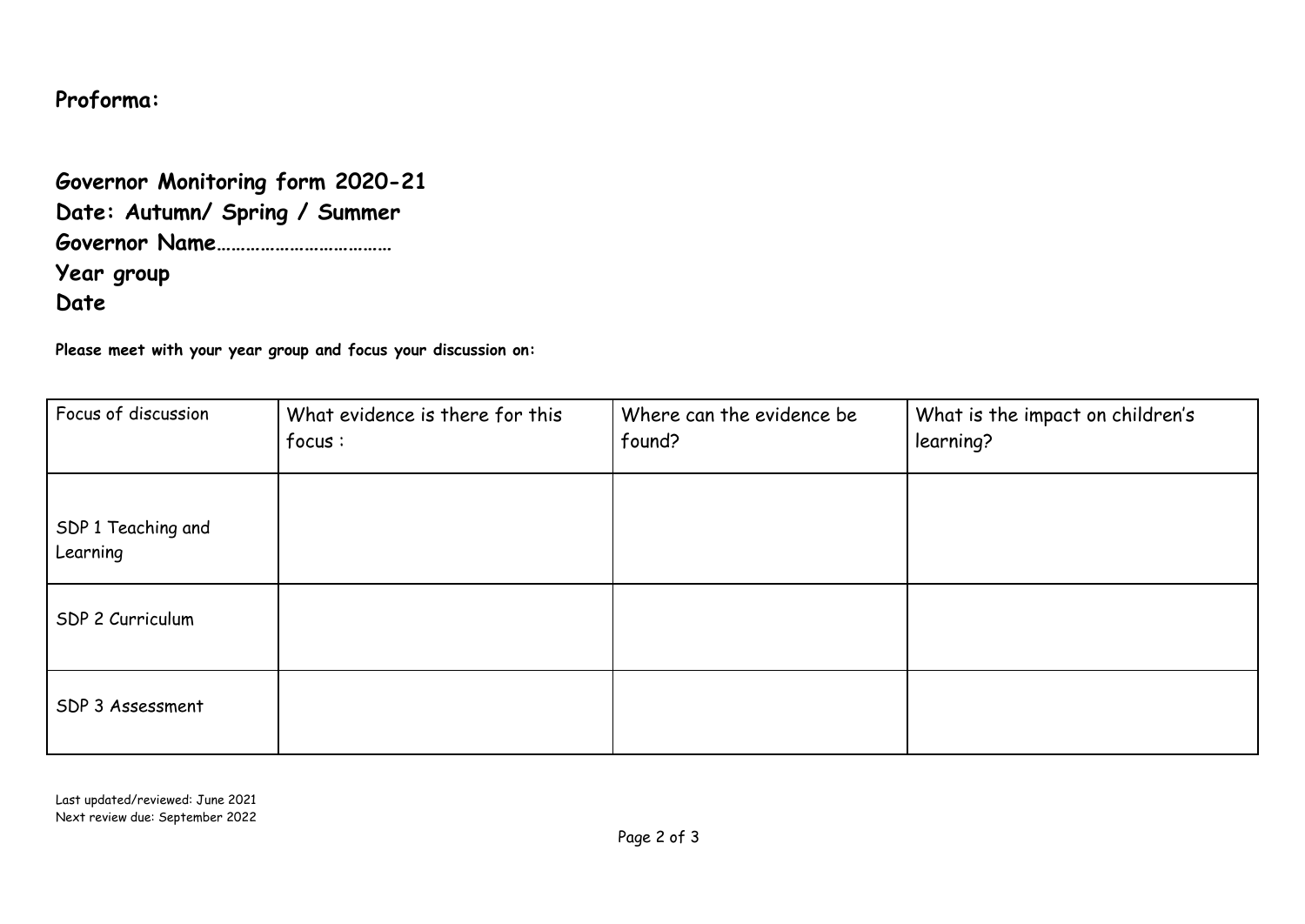**Proforma:**

**Governor Monitoring form 2020-21**
**Date: Autumn/ Spring / Summer**
**Governor Name………………………………**
**Year group**
**Date**

**Please meet with your year group and focus your discussion on:**

| Focus of discussion | What evidence is there for this focus : | Where can the evidence be found? | What is the impact on children's learning? |
|---|---|---|---|
| SDP 1 Teaching and Learning | | | |
| SDP 2 Curriculum | | | |
| SDP 3 Assessment | | | |

Last updated/reviewed: June 2021
Next review due: September 2022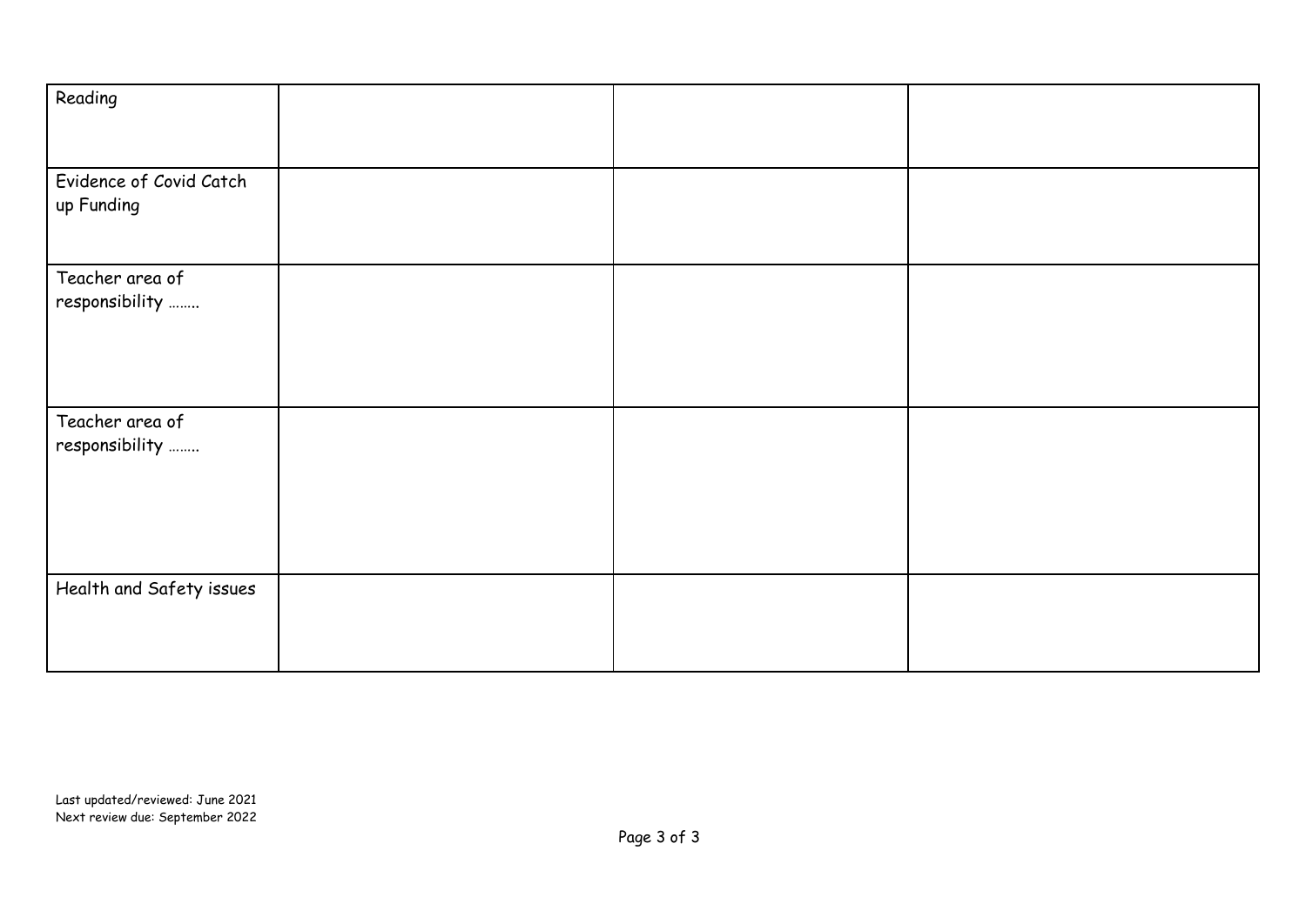| | | | |
|---|---|---|---|
| Reading | | | |
| Evidence of Covid Catch up Funding | | | |
| Teacher area of responsibility …….. | | | |
| Teacher area of responsibility …….. | | | |
| Health and Safety issues | | | |

Last updated/reviewed: June 2021
Next review due: September 2022